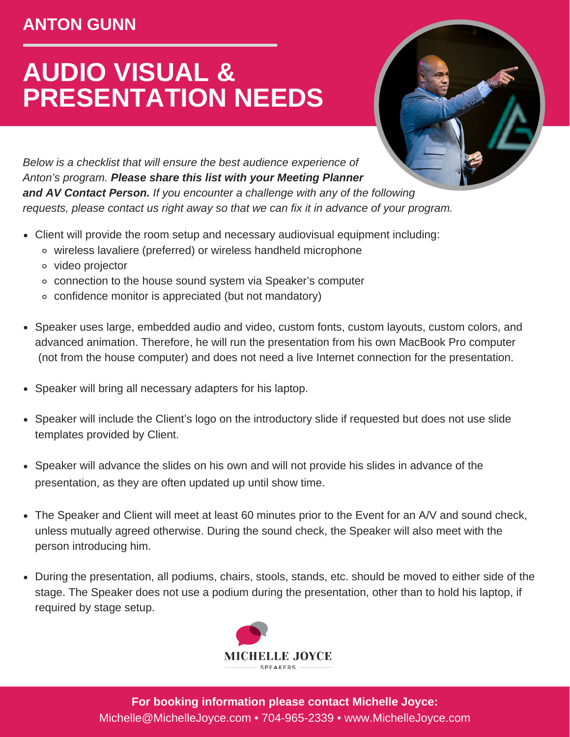ANTON GUNN

# AUDIO VISUAL & PRESENTATION NEEDS

*Below is a checklist that will ensure the best audience experience of Anton's program.* ***Please share this list with your Meeting Planner and AV Contact Person.*** *If you encounter a challenge with any of the following requests, please contact us right away so that we can fix it in advance of your program.*

- Client will provide the room setup and necessary audiovisual equipment including:
  - wireless lavaliere (preferred) or wireless handheld microphone
  - video projector
  - connection to the house sound system via Speaker's computer
  - confidence monitor is appreciated (but not mandatory)
- Speaker uses large, embedded audio and video, custom fonts, custom layouts, custom colors, and advanced animation. Therefore, he will run the presentation from his own MacBook Pro computer (not from the house computer) and does not need a live Internet connection for the presentation.
- Speaker will bring all necessary adapters for his laptop.
- Speaker will include the Client's logo on the introductory slide if requested but does not use slide templates provided by Client.
- Speaker will advance the slides on his own and will not provide his slides in advance of the presentation, as they are often updated up until show time.
- The Speaker and Client will meet at least 60 minutes prior to the Event for an A/V and sound check, unless mutually agreed otherwise. During the sound check, the Speaker will also meet with the person introducing him.
- During the presentation, all podiums, chairs, stools, stands, etc. should be moved to either side of the stage. The Speaker does not use a podium during the presentation, other than to hold his laptop, if required by stage setup.

MICHELLE JOYCE SPEAKERS

**For booking information please contact Michelle Joyce:**
Michelle@MichelleJoyce.com • 704-965-2339 • www.MichelleJoyce.com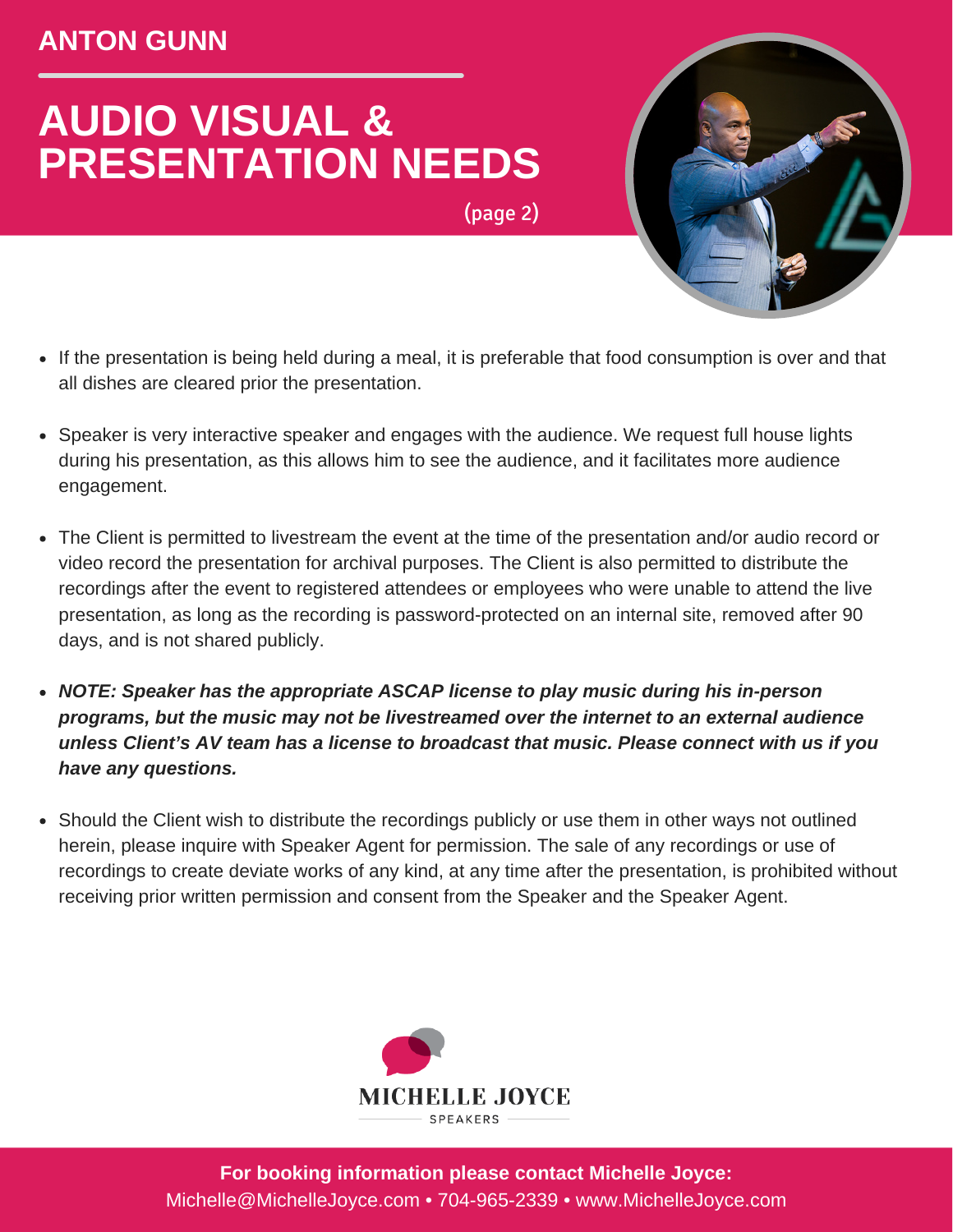ANTON GUNN

# AUDIO VISUAL & PRESENTATION NEEDS

(page 2)

- If the presentation is being held during a meal, it is preferable that food consumption is over and that all dishes are cleared prior the presentation.
- Speaker is very interactive speaker and engages with the audience. We request full house lights during his presentation, as this allows him to see the audience, and it facilitates more audience engagement.
- The Client is permitted to livestream the event at the time of the presentation and/or audio record or video record the presentation for archival purposes. The Client is also permitted to distribute the recordings after the event to registered attendees or employees who were unable to attend the live presentation, as long as the recording is password-protected on an internal site, removed after 90 days, and is not shared publicly.
- ***NOTE: Speaker has the appropriate ASCAP license to play music during his in-person programs, but the music may not be livestreamed over the internet to an external audience unless Client's AV team has a license to broadcast that music. Please connect with us if you have any questions.***
- Should the Client wish to distribute the recordings publicly or use them in other ways not outlined herein, please inquire with Speaker Agent for permission. The sale of any recordings or use of recordings to create deviate works of any kind, at any time after the presentation, is prohibited without receiving prior written permission and consent from the Speaker and the Speaker Agent.

MICHELLE JOYCE
SPEAKERS

**For booking information please contact Michelle Joyce:**
Michelle@MichelleJoyce.com • 704-965-2339 • www.MichelleJoyce.com